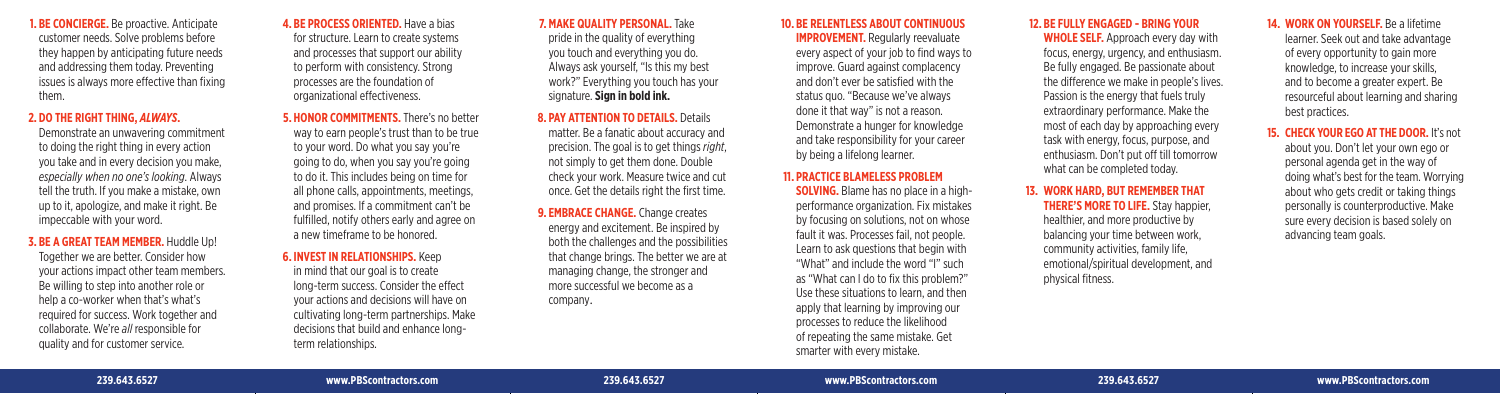**1. BE CONCIERGE.** Be proactive. Anticipate customer needs. Solve problems before they happen by anticipating future needs and addressing them today. Preventing issues is always more effective than fixing them.

**2. DO THE RIGHT THING, *ALWAYS*.** Demonstrate an unwavering commitment to doing the right thing in every action you take and in every decision you make, *especially when no one's looking*. Always tell the truth. If you make a mistake, own up to it, apologize, and make it right. Be impeccable with your word.

**3. BE A GREAT TEAM MEMBER.** Huddle Up! Together we are better. Consider how your actions impact other team members. Be willing to step into another role or help a co-worker when that's what's required for success. Work together and collaborate. We're *all* responsible for quality and for customer service.

**4. BE PROCESS ORIENTED.** Have a bias for structure. Learn to create systems and processes that support our ability to perform with consistency. Strong processes are the foundation of organizational effectiveness.

**5. HONOR COMMITMENTS.** There's no better way to earn people's trust than to be true to your word. Do what you say you're going to do, when you say you're going to do it. This includes being on time for all phone calls, appointments, meetings, and promises. If a commitment can't be fulfilled, notify others early and agree on a new timeframe to be honored.

**6. INVEST IN RELATIONSHIPS.** Keep in mind that our goal is to create long-term success. Consider the effect your actions and decisions will have on cultivating long-term partnerships. Make decisions that build and enhance long-term relationships.

**7. MAKE QUALITY PERSONAL.** Take pride in the quality of everything you touch and everything you do. Always ask yourself, "Is this my best work?" Everything you touch has your signature. **Sign in bold ink.**

**8. PAY ATTENTION TO DETAILS.** Details matter. Be a fanatic about accuracy and precision. The goal is to get things *right*, not simply to get them done. Double check your work. Measure twice and cut once. Get the details right the first time.

**9. EMBRACE CHANGE.** Change creates energy and excitement. Be inspired by both the challenges and the possibilities that change brings. The better we are at managing change, the stronger and more successful we become as a company.

**10. BE RELENTLESS ABOUT CONTINUOUS IMPROVEMENT.** Regularly reevaluate every aspect of your job to find ways to improve. Guard against complacency and don't ever be satisfied with the status quo. "Because we've always done it that way" is not a reason. Demonstrate a hunger for knowledge and take responsibility for your career by being a lifelong learner.

**11. PRACTICE BLAMELESS PROBLEM SOLVING.** Blame has no place in a high-performance organization. Fix mistakes by focusing on solutions, not on whose fault it was. Processes fail, not people. Learn to ask questions that begin with "What" and include the word "I" such as "What can I do to fix this problem?" Use these situations to learn, and then apply that learning by improving our processes to reduce the likelihood of repeating the same mistake. Get smarter with every mistake.

**12. BE FULLY ENGAGED – BRING YOUR WHOLE SELF.** Approach every day with focus, energy, urgency, and enthusiasm. Be fully engaged. Be passionate about the difference we make in people's lives. Passion is the energy that fuels truly extraordinary performance. Make the most of each day by approaching every task with energy, focus, purpose, and enthusiasm. Don't put off till tomorrow what can be completed today.

**13. WORK HARD, BUT REMEMBER THAT THERE'S MORE TO LIFE.** Stay happier, healthier, and more productive by balancing your time between work, community activities, family life, emotional/spiritual development, and physical fitness.

**14. WORK ON YOURSELF.** Be a lifetime learner. Seek out and take advantage of every opportunity to gain more knowledge, to increase your skills, and to become a greater expert. Be resourceful about learning and sharing best practices.

**15. CHECK YOUR EGO AT THE DOOR.** It's not about you. Don't let your own ego or personal agenda get in the way of doing what's best for the team. Worrying about who gets credit or taking things personally is counterproductive. Make sure every decision is based solely on advancing team goals.

239.643.6527 www.PBScontractors.com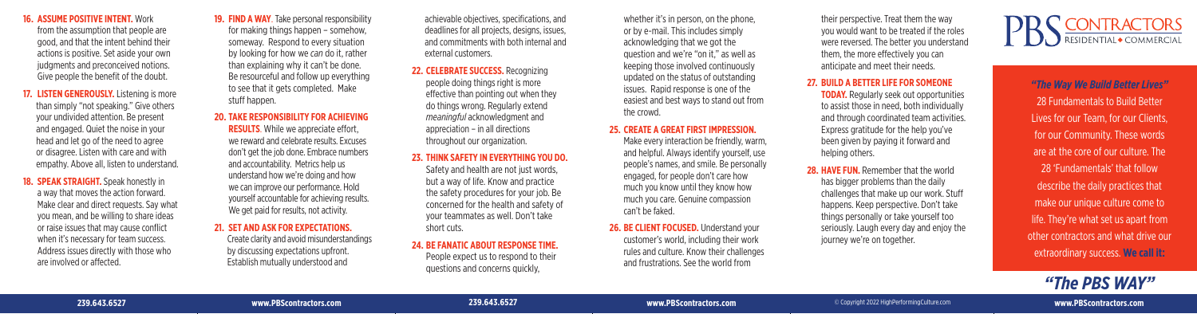**16. ASSUME POSITIVE INTENT.** Work from the assumption that people are good, and that the intent behind their actions is positive. Set aside your own judgments and preconceived notions. Give people the benefit of the doubt.

**17. LISTEN GENEROUSLY.** Listening is more than simply "not speaking." Give others your undivided attention. Be present and engaged. Quiet the noise in your head and let go of the need to agree or disagree. Listen with care and with empathy. Above all, listen to understand.

**18. SPEAK STRAIGHT.** Speak honestly in a way that moves the action forward. Make clear and direct requests. Say what you mean, and be willing to share ideas or raise issues that may cause conflict when it's necessary for team success. Address issues directly with those who are involved or affected.

**19. FIND A WAY**. Take personal responsibility for making things happen – somehow, someway. Respond to every situation by looking for how we *can* do it, rather than explaining why it can't be done. Be resourceful and follow up everything to see that it gets completed. Make stuff happen.

**20. TAKE RESPONSIBILITY FOR ACHIEVING RESULTS**. While we appreciate effort, we reward and celebrate results. Excuses don't get the job done. Embrace numbers and accountability. Metrics help us understand how we're doing and how we can improve our performance. Hold yourself accountable for achieving results. We get paid for results, not activity.

**21. SET AND ASK FOR EXPECTATIONS.** Create clarity and avoid misunderstandings by discussing expectations upfront. Establish mutually understood and achievable objectives, specifications, and deadlines for all projects, designs, issues, and commitments with both internal and external customers.

**22. CELEBRATE SUCCESS.** Recognizing people doing things right is more effective than pointing out when they do things wrong. Regularly extend *meaningful* acknowledgment and appreciation – in all directions throughout our organization.

**23. THINK SAFETY IN EVERYTHING YOU DO.** Safety and health are not just words, but a way of life. Know and practice the safety procedures for your job. Be concerned for the health and safety of your teammates as well. Don't take short cuts.

**24. BE FANATIC ABOUT RESPONSE TIME.** People expect us to respond to their questions and concerns quickly, whether it's in person, on the phone, or by e-mail. This includes simply acknowledging that we got the question and we're "on it," as well as keeping those involved continuously updated on the status of outstanding issues. Rapid response is one of the easiest and best ways to stand out from the crowd.

**25. CREATE A GREAT FIRST IMPRESSION.** Make every interaction be friendly, warm, and helpful. Always identify yourself, use people's names, and smile. Be personally engaged, for people don't care how much you know until they know how much you care. Genuine compassion can't be faked.

**26. BE CLIENT FOCUSED.** Understand your customer's world, including their work rules and culture. Know their challenges and frustrations. See the world from their perspective. Treat them the way you would want to be treated if the roles were reversed. The better you understand them, the more effectively you can anticipate and meet their needs.

**27. BUILD A BETTER LIFE FOR SOMEONE TODAY.** Regularly seek out opportunities to assist those in need, both individually and through coordinated team activities. Express gratitude for the help you've been given by paying it forward and helping others.

**28. HAVE FUN.** Remember that the world has bigger problems than the daily challenges that make up our work. Stuff happens. Keep perspective. Don't take things personally or take yourself too seriously. Laugh every day and enjoy the journey we're on together.

PBS CONTRACTORS
RESIDENTIAL • COMMERCIAL

***"The Way We Build Better Lives"***

28 Fundamentals to Build Better Lives for our Team, for our Clients, for our Community. These words are at the core of our culture. The 28 'Fundamentals' that follow describe the daily practices that make our unique culture come to life. They're what set us apart from other contractors and what drive our extraordinary success. **We call it:**

## *"The PBS WAY"*

239.643.6527 www.PBScontractors.com

© Copyright 2022 HighPerformingCulture.com